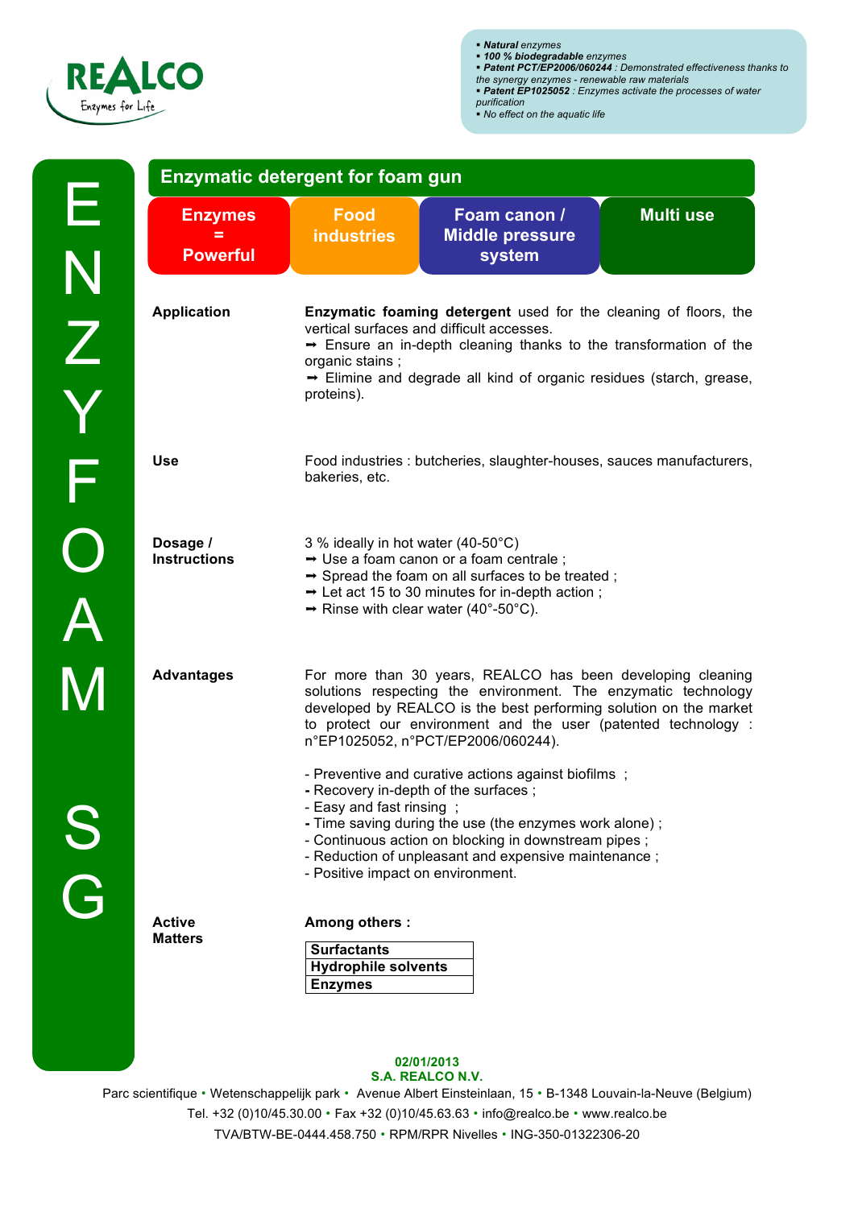**REALCO**
Enzymes for Life

- ***Natural*** *enzymes*
- ***100 % biodegradable*** *enzymes*
- ***Patent PCT/EP2006/060244*** *: Demonstrated effectiveness thanks to the synergy enzymes - renewable raw materials*
- ***Patent EP1025052*** *: Enzymes activate the processes of water purification*
- *No effect on the aquatic life*

# ENZYFOAM SG

## Enzymatic detergent for foam gun

| Enzymes = Powerful | Food industries | Foam canon / Middle pressure system | Multi use |
|---|---|---|---|

**Application**

**Enzymatic foaming detergent** used for the cleaning of floors, the vertical surfaces and difficult accesses.
➡ Ensure an in-depth cleaning thanks to the transformation of the organic stains ;
➡ Elimine and degrade all kind of organic residues (starch, grease, proteins).

**Use**

Food industries : butcheries, slaughter-houses, sauces manufacturers, bakeries, etc.

**Dosage / Instructions**

3 % ideally in hot water (40-50°C)
➡ Use a foam canon or a foam centrale ;
➡ Spread the foam on all surfaces to be treated ;
➡ Let act 15 to 30 minutes for in-depth action ;
➡ Rinse with clear water (40°-50°C).

**Advantages**

For more than 30 years, REALCO has been developing cleaning solutions respecting the environment. The enzymatic technology developed by REALCO is the best performing solution on the market to protect our environment and the user (patented technology : n°EP1025052, n°PCT/EP2006/060244).

- Preventive and curative actions against biofilms ;
- Recovery in-depth of the surfaces ;
- Easy and fast rinsing ;
- Time saving during the use (the enzymes work alone) ;
- Continuous action on blocking in downstream pipes ;
- Reduction of unpleasant and expensive maintenance ;
- Positive impact on environment.

**Active Matters**

**Among others :**

| **Surfactants** |
|---|
| **Hydrophile solvents** |
| **Enzymes** |

**02/01/2013**
**S.A. REALCO N.V.**
Parc scientifique • Wetenschappelijk park • Avenue Albert Einsteinlaan, 15 • B-1348 Louvain-la-Neuve (Belgium)
Tel. +32 (0)10/45.30.00 • Fax +32 (0)10/45.63.63 • info@realco.be • www.realco.be
TVA/BTW-BE-0444.458.750 • RPM/RPR Nivelles • ING-350-01322306-20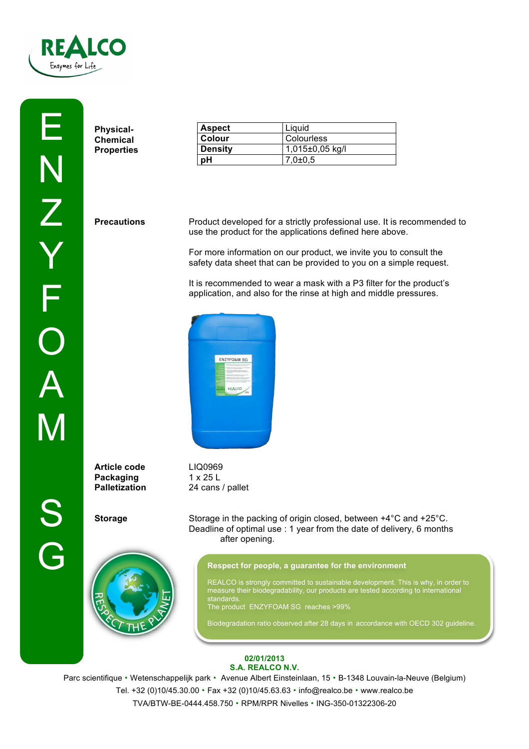# ENZYFOAM SG

**Physical-Chemical Properties**

| | |
|---|---|
| **Aspect** | Liquid |
| **Colour** | Colourless |
| **Density** | 1,015±0,05 kg/l |
| **pH** | 7,0±0,5 |

**Precautions**

Product developed for a strictly professional use. It is recommended to use the product for the applications defined here above.

For more information on our product, we invite you to consult the safety data sheet that can be provided to you on a simple request.

It is recommended to wear a mask with a P3 filter for the product's application, and also for the rinse at high and middle pressures.

**Article code** LIQ0969
**Packaging** 1 x 25 L
**Palletization** 24 cans / pallet

**Storage**

Storage in the packing of origin closed, between +4°C and +25°C.
Deadline of optimal use : 1 year from the date of delivery, 6 months after opening.

**Respect for people, a guarantee for the environment**

REALCO is strongly committed to sustainable development. This is why, in order to measure their biodegradability, our products are tested according to international standards.
The product ENZYFOAM SG reaches >99%

Biodegradation ratio observed after 28 days in accordance with OECD 302 guideline.

**02/01/2013**
**S.A. REALCO N.V.**

Parc scientifique • Wetenschappelijk park • Avenue Albert Einsteinlaan, 15 • B-1348 Louvain-la-Neuve (Belgium)
Tel. +32 (0)10/45.30.00 • Fax +32 (0)10/45.63.63 • info@realco.be • www.realco.be
TVA/BTW-BE-0444.458.750 • RPM/RPR Nivelles • ING-350-01322306-20